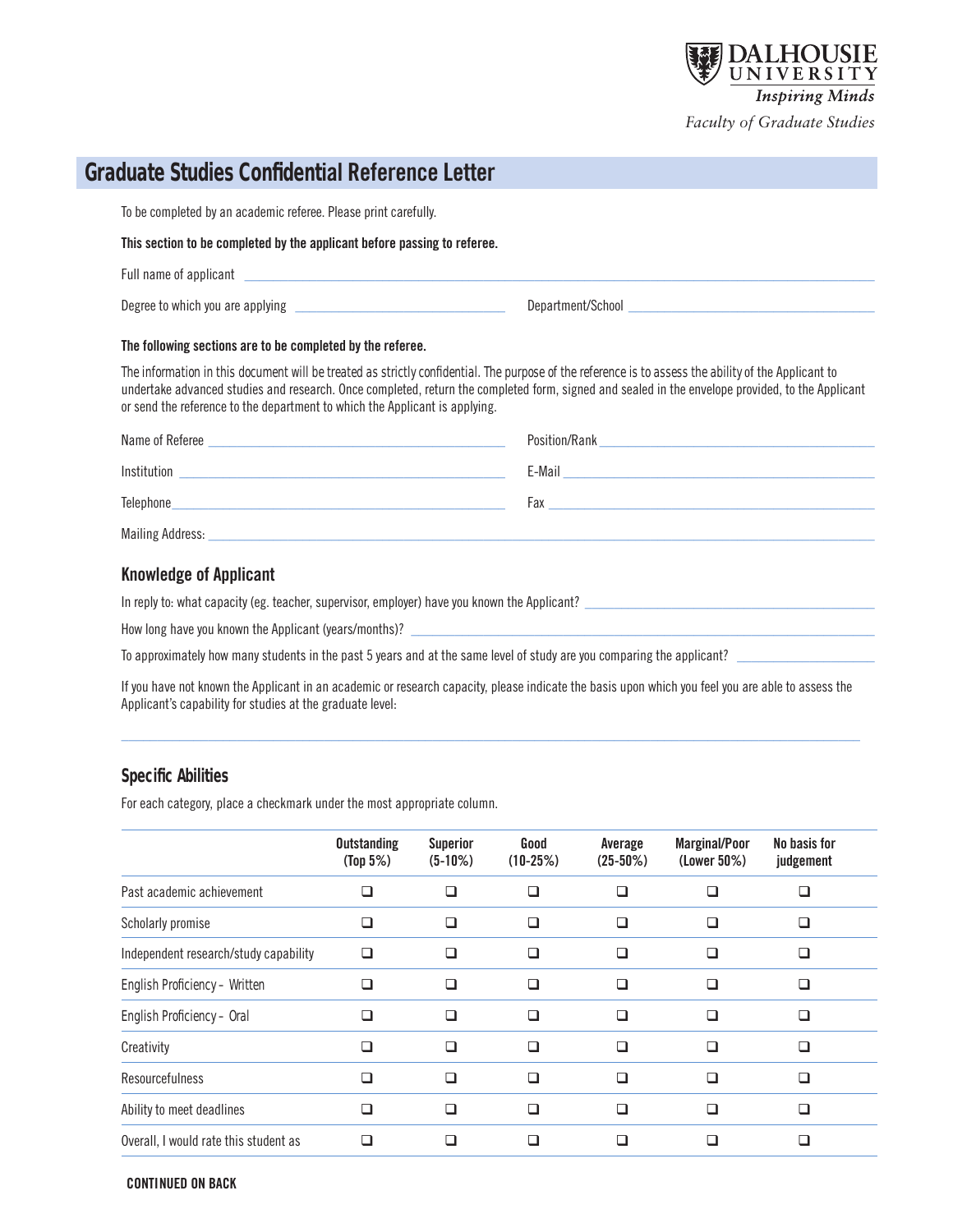DALHOUSIE UNIVERSITY
*Inspiring Minds*
*Faculty of Graduate Studies*

# Graduate Studies Confidential Reference Letter

To be completed by an academic referee. Please print carefully.

**This section to be completed by the applicant before passing to referee.**

Full name of applicant ______________________________

Degree to which you are applying ______________________________ Department/School ______________________________

**The following sections are to be completed by the referee.**

The information in this document will be treated as strictly confidential. The purpose of the reference is to assess the ability of the Applicant to undertake advanced studies and research. Once completed, return the completed form, signed and sealed in the envelope provided, to the Applicant or send the reference to the department to which the Applicant is applying.

Name of Referee ______________________________ Position/Rank ______________________________

Institution ______________________________ E-Mail ______________________________

Telephone ______________________________ Fax ______________________________

Mailing Address: ______________________________

## Knowledge of Applicant

In reply to: what capacity (eg. teacher, supervisor, employer) have you known the Applicant? ______________________________

How long have you known the Applicant (years/months)? ______________________________

To approximately how many students in the past 5 years and at the same level of study are you comparing the applicant? ______________

If you have not known the Applicant in an academic or research capacity, please indicate the basis upon which you feel you are able to assess the Applicant's capability for studies at the graduate level:

______________________________

## Specific Abilities

For each category, place a checkmark under the most appropriate column.

| | Outstanding (Top 5%) | Superior (5-10%) | Good (10-25%) | Average (25-50%) | Marginal/Poor (Lower 50%) | No basis for judgement |
|---|---|---|---|---|---|---|
| Past academic achievement | ❑ | ❑ | ❑ | ❑ | ❑ | ❑ |
| Scholarly promise | ❑ | ❑ | ❑ | ❑ | ❑ | ❑ |
| Independent research/study capability | ❑ | ❑ | ❑ | ❑ | ❑ | ❑ |
| English Proficiency – Written | ❑ | ❑ | ❑ | ❑ | ❑ | ❑ |
| English Proficiency – Oral | ❑ | ❑ | ❑ | ❑ | ❑ | ❑ |
| Creativity | ❑ | ❑ | ❑ | ❑ | ❑ | ❑ |
| Resourcefulness | ❑ | ❑ | ❑ | ❑ | ❑ | ❑ |
| Ability to meet deadlines | ❑ | ❑ | ❑ | ❑ | ❑ | ❑ |
| Overall, I would rate this student as | ❑ | ❑ | ❑ | ❑ | ❑ | ❑ |

**CONTINUED ON BACK**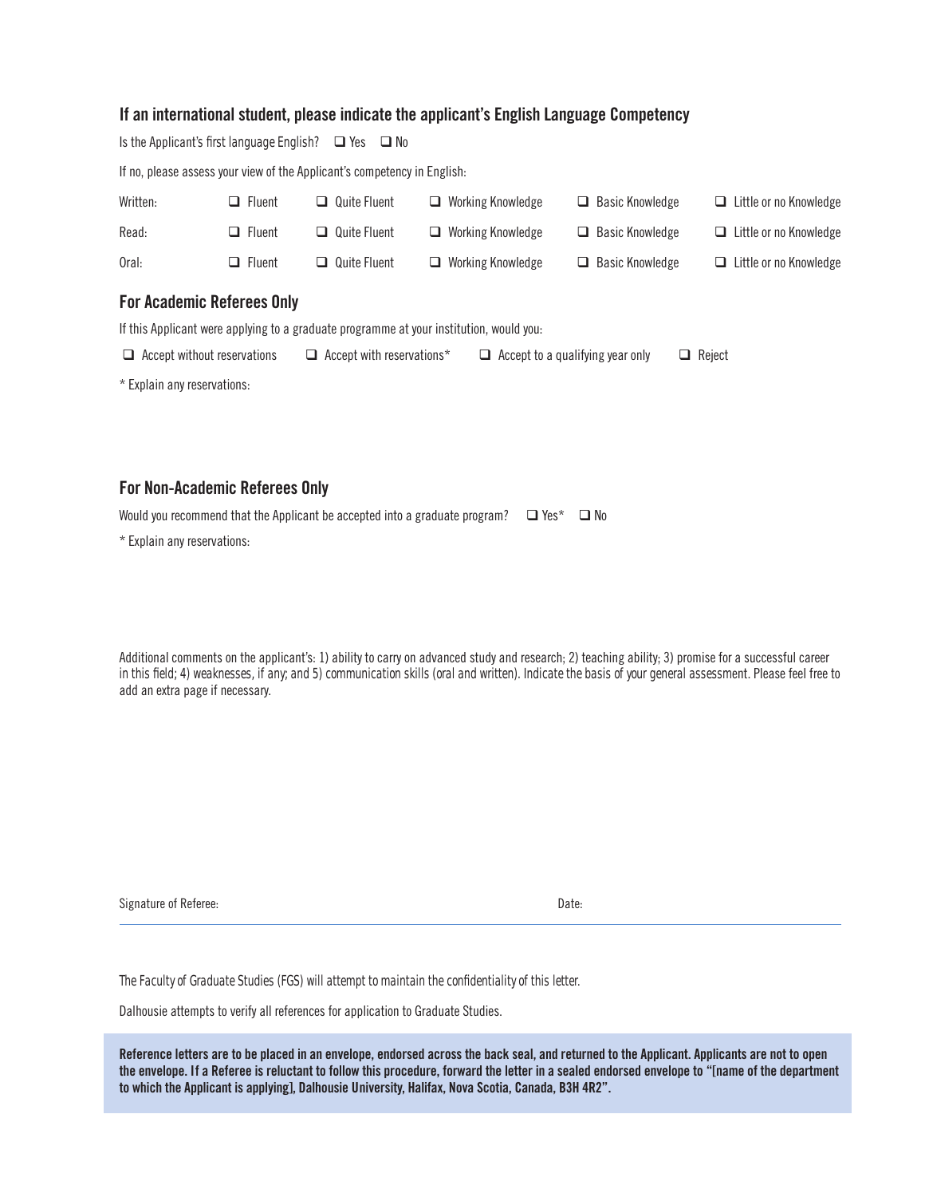## If an international student, please indicate the applicant's English Language Competency

Is the Applicant's first language English? ❑ Yes ❑ No

If no, please assess your view of the Applicant's competency in English:

| | | | | | |
|---|---|---|---|---|---|
| Written: | ❑ Fluent | ❑ Quite Fluent | ❑ Working Knowledge | ❑ Basic Knowledge | ❑ Little or no Knowledge |
| Read: | ❑ Fluent | ❑ Quite Fluent | ❑ Working Knowledge | ❑ Basic Knowledge | ❑ Little or no Knowledge |
| Oral: | ❑ Fluent | ❑ Quite Fluent | ❑ Working Knowledge | ❑ Basic Knowledge | ❑ Little or no Knowledge |

## For Academic Referees Only

If this Applicant were applying to a graduate programme at your institution, would you:

❑ Accept without reservations ❑ Accept with reservations* ❑ Accept to a qualifying year only ❑ Reject

* Explain any reservations:

## For Non-Academic Referees Only

Would you recommend that the Applicant be accepted into a graduate program? ❑ Yes* ❑ No

* Explain any reservations:

Additional comments on the applicant's: 1) ability to carry on advanced study and research; 2) teaching ability; 3) promise for a successful career in this field; 4) weaknesses, if any; and 5) communication skills (oral and written). Indicate the basis of your general assessment. Please feel free to add an extra page if necessary.

Signature of Referee: Date:

The Faculty of Graduate Studies (FGS) will attempt to maintain the confidentiality of this letter.

Dalhousie attempts to verify all references for application to Graduate Studies.

**Reference letters are to be placed in an envelope, endorsed across the back seal, and returned to the Applicant. Applicants are not to open the envelope. If a Referee is reluctant to follow this procedure, forward the letter in a sealed endorsed envelope to "[name of the department to which the Applicant is applying], Dalhousie University, Halifax, Nova Scotia, Canada, B3H 4R2".**